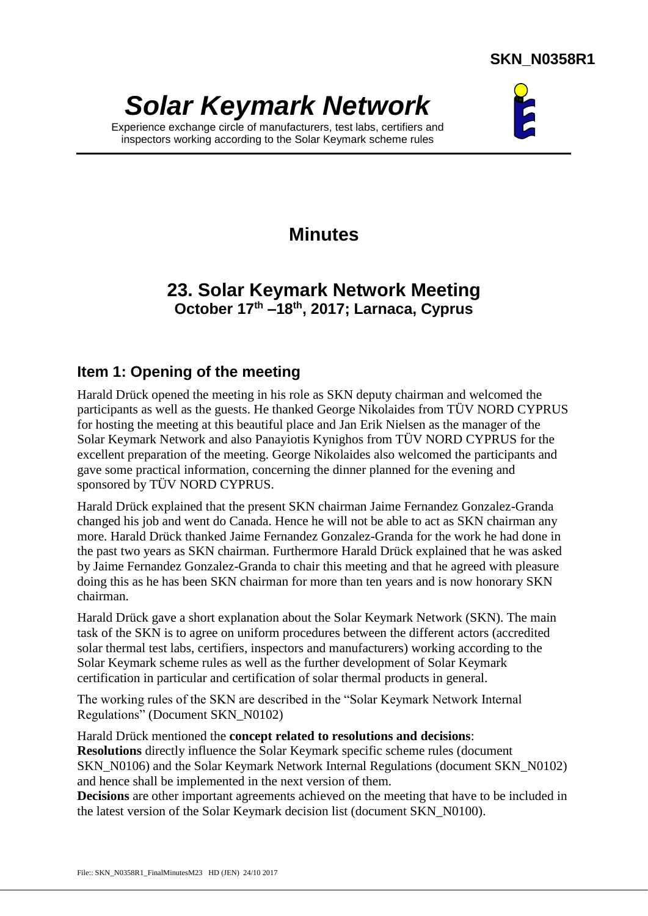SKN_N0358R1

# *Solar Keymark Network*

Experience exchange circle of manufacturers, test labs, certifiers and inspectors working according to the Solar Keymark scheme rules

## Minutes

## 23. Solar Keymark Network Meeting

**October 17th –18th, 2017; Larnaca, Cyprus**

## Item 1: Opening of the meeting

Harald Drück opened the meeting in his role as SKN deputy chairman and welcomed the participants as well as the guests. He thanked George Nikolaides from TÜV NORD CYPRUS for hosting the meeting at this beautiful place and Jan Erik Nielsen as the manager of the Solar Keymark Network and also Panayiotis Kynighos from TÜV NORD CYPRUS for the excellent preparation of the meeting. George Nikolaides also welcomed the participants and gave some practical information, concerning the dinner planned for the evening and sponsored by TÜV NORD CYPRUS.

Harald Drück explained that the present SKN chairman Jaime Fernandez Gonzalez-Granda changed his job and went do Canada. Hence he will not be able to act as SKN chairman any more. Harald Drück thanked Jaime Fernandez Gonzalez-Granda for the work he had done in the past two years as SKN chairman. Furthermore Harald Drück explained that he was asked by Jaime Fernandez Gonzalez-Granda to chair this meeting and that he agreed with pleasure doing this as he has been SKN chairman for more than ten years and is now honorary SKN chairman.

Harald Drück gave a short explanation about the Solar Keymark Network (SKN). The main task of the SKN is to agree on uniform procedures between the different actors (accredited solar thermal test labs, certifiers, inspectors and manufacturers) working according to the Solar Keymark scheme rules as well as the further development of Solar Keymark certification in particular and certification of solar thermal products in general.

The working rules of the SKN are described in the "Solar Keymark Network Internal Regulations" (Document SKN_N0102)

Harald Drück mentioned the **concept related to resolutions and decisions**:
**Resolutions** directly influence the Solar Keymark specific scheme rules (document SKN_N0106) and the Solar Keymark Network Internal Regulations (document SKN_N0102) and hence shall be implemented in the next version of them.
**Decisions** are other important agreements achieved on the meeting that have to be included in the latest version of the Solar Keymark decision list (document SKN_N0100).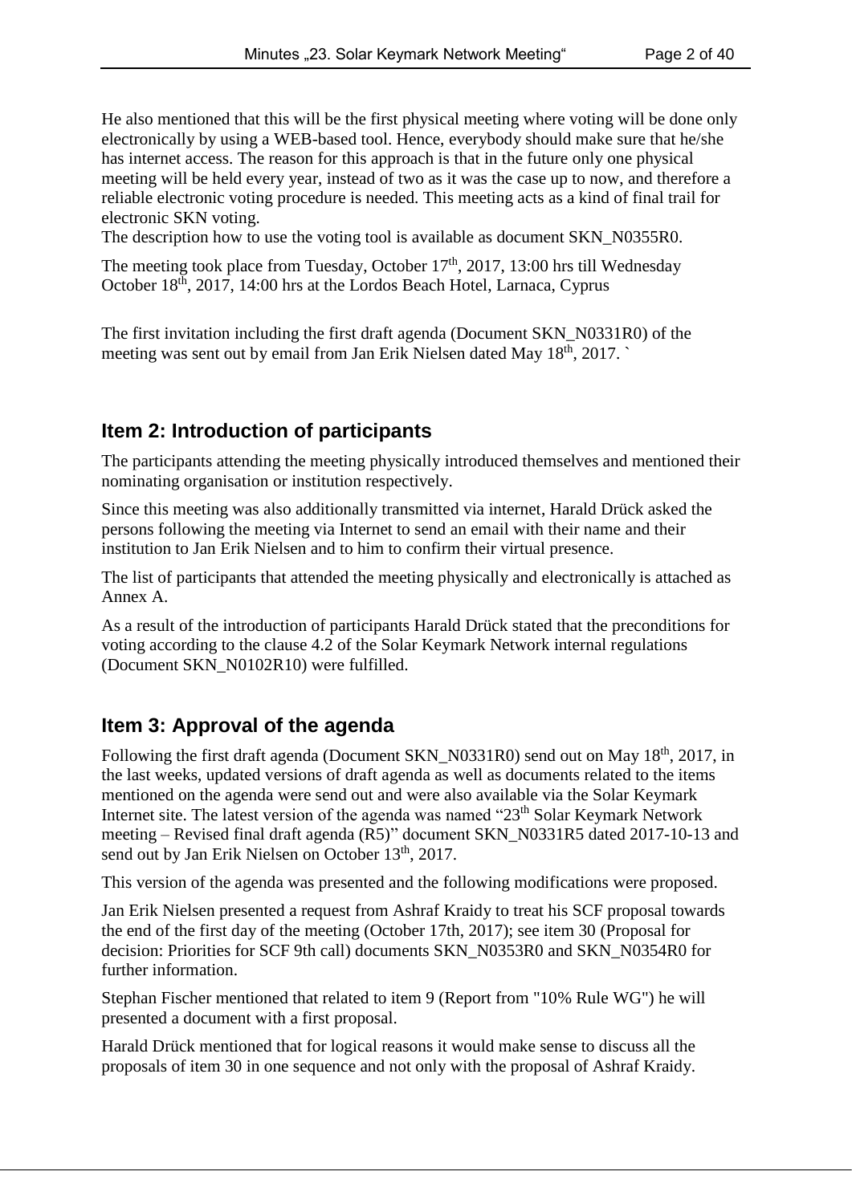He also mentioned that this will be the first physical meeting where voting will be done only electronically by using a WEB-based tool. Hence, everybody should make sure that he/she has internet access. The reason for this approach is that in the future only one physical meeting will be held every year, instead of two as it was the case up to now, and therefore a reliable electronic voting procedure is needed. This meeting acts as a kind of final trail for electronic SKN voting.
The description how to use the voting tool is available as document SKN_N0355R0.

The meeting took place from Tuesday, October 17th, 2017, 13:00 hrs till Wednesday October 18th, 2017, 14:00 hrs at the Lordos Beach Hotel, Larnaca, Cyprus

The first invitation including the first draft agenda (Document SKN_N0331R0) of the meeting was sent out by email from Jan Erik Nielsen dated May 18th, 2017. `

## Item 2: Introduction of participants

The participants attending the meeting physically introduced themselves and mentioned their nominating organisation or institution respectively.

Since this meeting was also additionally transmitted via internet, Harald Drück asked the persons following the meeting via Internet to send an email with their name and their institution to Jan Erik Nielsen and to him to confirm their virtual presence.

The list of participants that attended the meeting physically and electronically is attached as Annex A.

As a result of the introduction of participants Harald Drück stated that the preconditions for voting according to the clause 4.2 of the Solar Keymark Network internal regulations (Document SKN_N0102R10) were fulfilled.

## Item 3: Approval of the agenda

Following the first draft agenda (Document SKN_N0331R0) send out on May 18th, 2017, in the last weeks, updated versions of draft agenda as well as documents related to the items mentioned on the agenda were send out and were also available via the Solar Keymark Internet site. The latest version of the agenda was named "23th Solar Keymark Network meeting – Revised final draft agenda (R5)" document SKN_N0331R5 dated 2017-10-13 and send out by Jan Erik Nielsen on October 13th, 2017.

This version of the agenda was presented and the following modifications were proposed.

Jan Erik Nielsen presented a request from Ashraf Kraidy to treat his SCF proposal towards the end of the first day of the meeting (October 17th, 2017); see item 30 (Proposal for decision: Priorities for SCF 9th call) documents SKN_N0353R0 and SKN_N0354R0 for further information.

Stephan Fischer mentioned that related to item 9 (Report from "10% Rule WG") he will presented a document with a first proposal.

Harald Drück mentioned that for logical reasons it would make sense to discuss all the proposals of item 30 in one sequence and not only with the proposal of Ashraf Kraidy.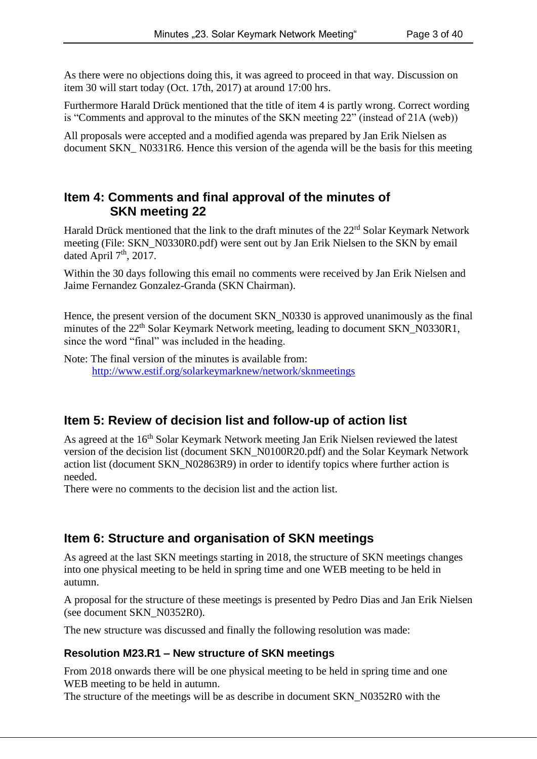As there were no objections doing this, it was agreed to proceed in that way. Discussion on item 30 will start today (Oct. 17th, 2017) at around 17:00 hrs.

Furthermore Harald Drück mentioned that the title of item 4 is partly wrong. Correct wording is "Comments and approval to the minutes of the SKN meeting 22" (instead of 21A (web))

All proposals were accepted and a modified agenda was prepared by Jan Erik Nielsen as document SKN_ N0331R6. Hence this version of the agenda will be the basis for this meeting

## Item 4: Comments and final approval of the minutes of SKN meeting 22

Harald Drück mentioned that the link to the draft minutes of the 22rd Solar Keymark Network meeting (File: SKN_N0330R0.pdf) were sent out by Jan Erik Nielsen to the SKN by email dated April 7th, 2017.

Within the 30 days following this email no comments were received by Jan Erik Nielsen and Jaime Fernandez Gonzalez-Granda (SKN Chairman).

Hence, the present version of the document SKN_N0330 is approved unanimously as the final minutes of the 22th Solar Keymark Network meeting, leading to document SKN_N0330R1, since the word "final" was included in the heading.

Note: The final version of the minutes is available from:
http://www.estif.org/solarkeymarknew/network/sknmeetings

## Item 5: Review of decision list and follow-up of action list

As agreed at the 16th Solar Keymark Network meeting Jan Erik Nielsen reviewed the latest version of the decision list (document SKN_N0100R20.pdf) and the Solar Keymark Network action list (document SKN_N02863R9) in order to identify topics where further action is needed.
There were no comments to the decision list and the action list.

## Item 6: Structure and organisation of SKN meetings

As agreed at the last SKN meetings starting in 2018, the structure of SKN meetings changes into one physical meeting to be held in spring time and one WEB meeting to be held in autumn.

A proposal for the structure of these meetings is presented by Pedro Dias and Jan Erik Nielsen (see document SKN_N0352R0).

The new structure was discussed and finally the following resolution was made:

### Resolution M23.R1 – New structure of SKN meetings

From 2018 onwards there will be one physical meeting to be held in spring time and one WEB meeting to be held in autumn.
The structure of the meetings will be as describe in document SKN_N0352R0 with the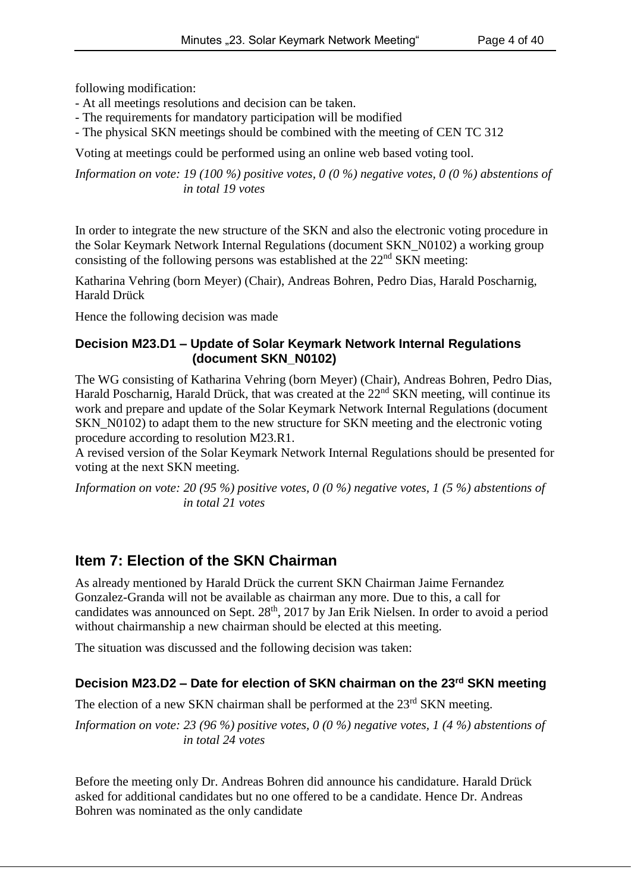following modification:

- At all meetings resolutions and decision can be taken.
- The requirements for mandatory participation will be modified
- The physical SKN meetings should be combined with the meeting of CEN TC 312

Voting at meetings could be performed using an online web based voting tool.

*Information on vote: 19 (100 %) positive votes, 0 (0 %) negative votes, 0 (0 %) abstentions of in total 19 votes*

In order to integrate the new structure of the SKN and also the electronic voting procedure in the Solar Keymark Network Internal Regulations (document SKN_N0102) a working group consisting of the following persons was established at the 22nd SKN meeting:

Katharina Vehring (born Meyer) (Chair), Andreas Bohren, Pedro Dias, Harald Poscharnig, Harald Drück

Hence the following decision was made

#### Decision M23.D1 – Update of Solar Keymark Network Internal Regulations (document SKN_N0102)

The WG consisting of Katharina Vehring (born Meyer) (Chair), Andreas Bohren, Pedro Dias, Harald Poscharnig, Harald Drück, that was created at the 22nd SKN meeting, will continue its work and prepare and update of the Solar Keymark Network Internal Regulations (document SKN_N0102) to adapt them to the new structure for SKN meeting and the electronic voting procedure according to resolution M23.R1.
A revised version of the Solar Keymark Network Internal Regulations should be presented for voting at the next SKN meeting.

*Information on vote: 20 (95 %) positive votes, 0 (0 %) negative votes, 1 (5 %) abstentions of in total 21 votes*

## Item 7: Election of the SKN Chairman

As already mentioned by Harald Drück the current SKN Chairman Jaime Fernandez Gonzalez-Granda will not be available as chairman any more. Due to this, a call for candidates was announced on Sept. 28th, 2017 by Jan Erik Nielsen. In order to avoid a period without chairmanship a new chairman should be elected at this meeting.

The situation was discussed and the following decision was taken:

#### Decision M23.D2 – Date for election of SKN chairman on the 23rd SKN meeting

The election of a new SKN chairman shall be performed at the 23rd SKN meeting.

*Information on vote: 23 (96 %) positive votes, 0 (0 %) negative votes, 1 (4 %) abstentions of in total 24 votes*

Before the meeting only Dr. Andreas Bohren did announce his candidature. Harald Drück asked for additional candidates but no one offered to be a candidate. Hence Dr. Andreas Bohren was nominated as the only candidate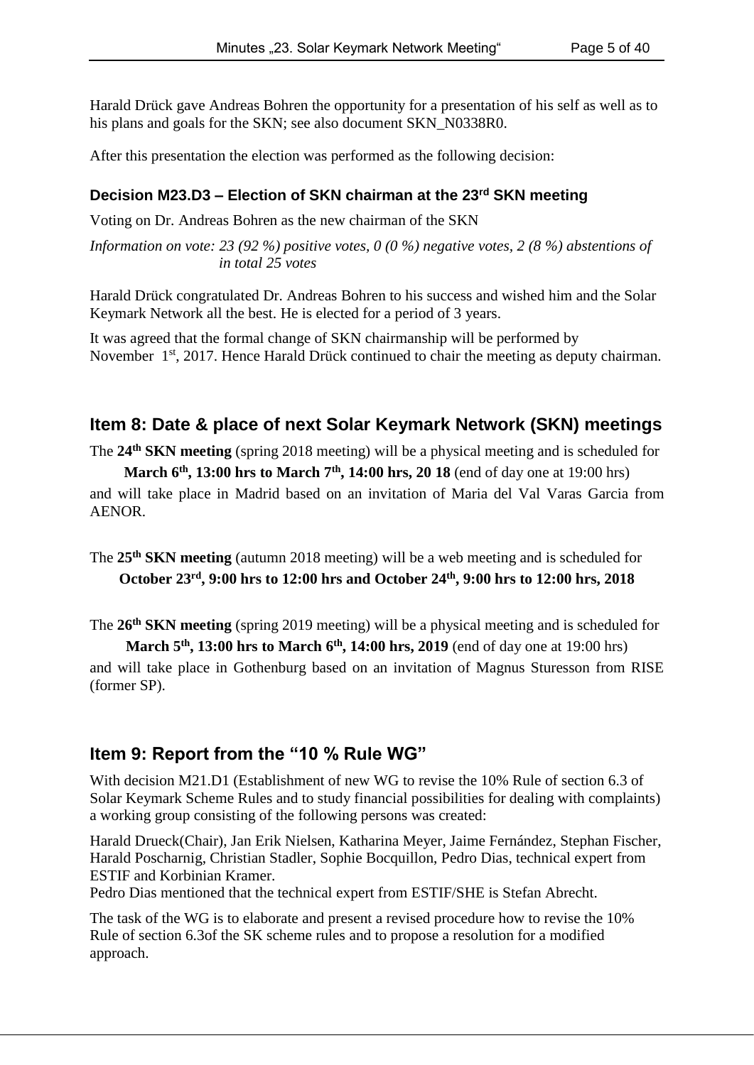Harald Drück gave Andreas Bohren the opportunity for a presentation of his self as well as to his plans and goals for the SKN; see also document SKN_N0338R0.

After this presentation the election was performed as the following decision:

### Decision M23.D3 – Election of SKN chairman at the 23rd SKN meeting

Voting on Dr. Andreas Bohren as the new chairman of the SKN

*Information on vote: 23 (92 %) positive votes, 0 (0 %) negative votes, 2 (8 %) abstentions of in total 25 votes*

Harald Drück congratulated Dr. Andreas Bohren to his success and wished him and the Solar Keymark Network all the best. He is elected for a period of 3 years.

It was agreed that the formal change of SKN chairmanship will be performed by November 1st, 2017. Hence Harald Drück continued to chair the meeting as deputy chairman.

## Item 8: Date & place of next Solar Keymark Network (SKN) meetings

The **24th SKN meeting** (spring 2018 meeting) will be a physical meeting and is scheduled for **March 6th, 13:00 hrs to March 7th, 14:00 hrs, 20 18** (end of day one at 19:00 hrs) and will take place in Madrid based on an invitation of Maria del Val Varas Garcia from AENOR.

The **25th SKN meeting** (autumn 2018 meeting) will be a web meeting and is scheduled for **October 23rd, 9:00 hrs to 12:00 hrs and October 24th, 9:00 hrs to 12:00 hrs, 2018**

The **26th SKN meeting** (spring 2019 meeting) will be a physical meeting and is scheduled for **March 5th, 13:00 hrs to March 6th, 14:00 hrs, 2019** (end of day one at 19:00 hrs) and will take place in Gothenburg based on an invitation of Magnus Sturesson from RISE (former SP).

## Item 9: Report from the "10 % Rule WG"

With decision M21.D1 (Establishment of new WG to revise the 10% Rule of section 6.3 of Solar Keymark Scheme Rules and to study financial possibilities for dealing with complaints) a working group consisting of the following persons was created:

Harald Drueck(Chair), Jan Erik Nielsen, Katharina Meyer, Jaime Fernández, Stephan Fischer, Harald Poscharnig, Christian Stadler, Sophie Bocquillon, Pedro Dias, technical expert from ESTIF and Korbinian Kramer.
Pedro Dias mentioned that the technical expert from ESTIF/SHE is Stefan Abrecht.

The task of the WG is to elaborate and present a revised procedure how to revise the 10% Rule of section 6.3of the SK scheme rules and to propose a resolution for a modified approach.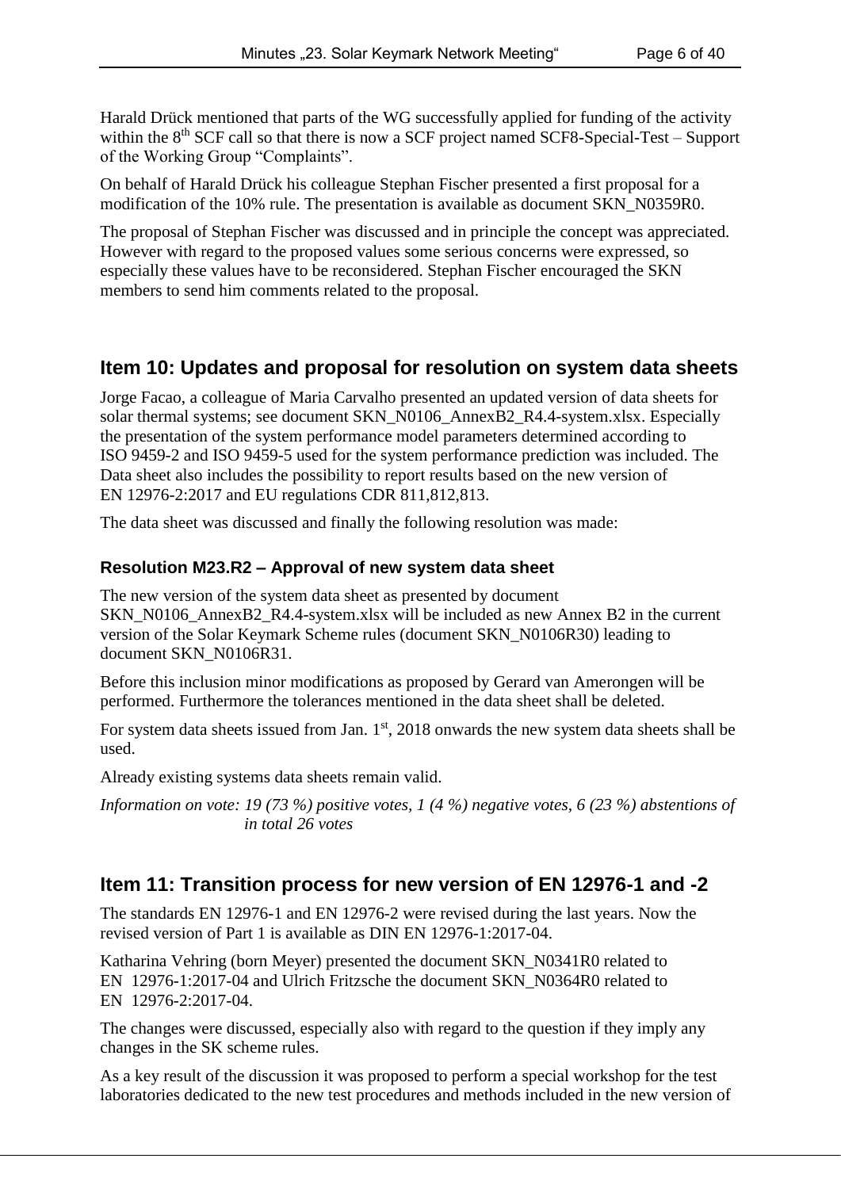Harald Drück mentioned that parts of the WG successfully applied for funding of the activity within the 8[th] SCF call so that there is now a SCF project named SCF8-Special-Test – Support of the Working Group "Complaints".

On behalf of Harald Drück his colleague Stephan Fischer presented a first proposal for a modification of the 10% rule. The presentation is available as document SKN_N0359R0.

The proposal of Stephan Fischer was discussed and in principle the concept was appreciated. However with regard to the proposed values some serious concerns were expressed, so especially these values have to be reconsidered. Stephan Fischer encouraged the SKN members to send him comments related to the proposal.

## Item 10: Updates and proposal for resolution on system data sheets

Jorge Facao, a colleague of Maria Carvalho presented an updated version of data sheets for solar thermal systems; see document SKN_N0106_AnnexB2_R4.4-system.xlsx. Especially the presentation of the system performance model parameters determined according to ISO 9459-2 and ISO 9459-5 used for the system performance prediction was included. The Data sheet also includes the possibility to report results based on the new version of EN 12976-2:2017 and EU regulations CDR 811,812,813.

The data sheet was discussed and finally the following resolution was made:

### Resolution M23.R2 – Approval of new system data sheet

The new version of the system data sheet as presented by document SKN_N0106_AnnexB2_R4.4-system.xlsx will be included as new Annex B2 in the current version of the Solar Keymark Scheme rules (document SKN_N0106R30) leading to document SKN_N0106R31.

Before this inclusion minor modifications as proposed by Gerard van Amerongen will be performed. Furthermore the tolerances mentioned in the data sheet shall be deleted.

For system data sheets issued from Jan. 1[st], 2018 onwards the new system data sheets shall be used.

Already existing systems data sheets remain valid.

*Information on vote: 19 (73 %) positive votes, 1 (4 %) negative votes, 6 (23 %) abstentions of in total 26 votes*

## Item 11: Transition process for new version of EN 12976-1 and -2

The standards EN 12976-1 and EN 12976-2 were revised during the last years. Now the revised version of Part 1 is available as DIN EN 12976-1:2017-04.

Katharina Vehring (born Meyer) presented the document SKN_N0341R0 related to EN 12976-1:2017-04 and Ulrich Fritzsche the document SKN_N0364R0 related to EN 12976-2:2017-04.

The changes were discussed, especially also with regard to the question if they imply any changes in the SK scheme rules.

As a key result of the discussion it was proposed to perform a special workshop for the test laboratories dedicated to the new test procedures and methods included in the new version of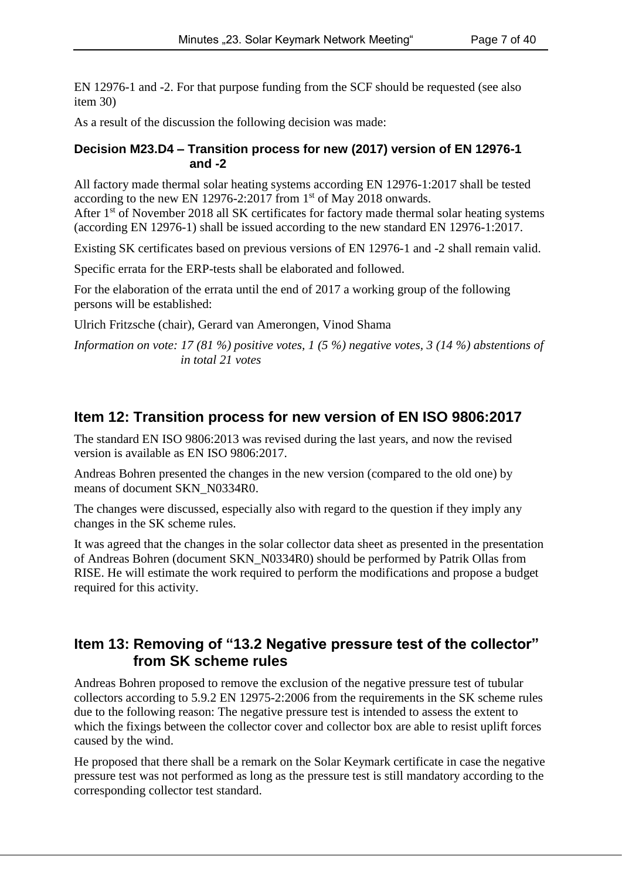EN 12976-1 and -2. For that purpose funding from the SCF should be requested (see also item 30)

As a result of the discussion the following decision was made:

#### Decision M23.D4 – Transition process for new (2017) version of EN 12976-1 and -2

All factory made thermal solar heating systems according EN 12976-1:2017 shall be tested according to the new EN 12976-2:2017 from 1st of May 2018 onwards.
After 1st of November 2018 all SK certificates for factory made thermal solar heating systems (according EN 12976-1) shall be issued according to the new standard EN 12976-1:2017.

Existing SK certificates based on previous versions of EN 12976-1 and -2 shall remain valid.

Specific errata for the ERP-tests shall be elaborated and followed.

For the elaboration of the errata until the end of 2017 a working group of the following persons will be established:

Ulrich Fritzsche (chair), Gerard van Amerongen, Vinod Shama

*Information on vote: 17 (81 %) positive votes, 1 (5 %) negative votes, 3 (14 %) abstentions of in total 21 votes*

## Item 12: Transition process for new version of EN ISO 9806:2017

The standard EN ISO 9806:2013 was revised during the last years, and now the revised version is available as EN ISO 9806:2017.

Andreas Bohren presented the changes in the new version (compared to the old one) by means of document SKN_N0334R0.

The changes were discussed, especially also with regard to the question if they imply any changes in the SK scheme rules.

It was agreed that the changes in the solar collector data sheet as presented in the presentation of Andreas Bohren (document SKN_N0334R0) should be performed by Patrik Ollas from RISE. He will estimate the work required to perform the modifications and propose a budget required for this activity.

## Item 13: Removing of "13.2 Negative pressure test of the collector" from SK scheme rules

Andreas Bohren proposed to remove the exclusion of the negative pressure test of tubular collectors according to 5.9.2 EN 12975-2:2006 from the requirements in the SK scheme rules due to the following reason: The negative pressure test is intended to assess the extent to which the fixings between the collector cover and collector box are able to resist uplift forces caused by the wind.

He proposed that there shall be a remark on the Solar Keymark certificate in case the negative pressure test was not performed as long as the pressure test is still mandatory according to the corresponding collector test standard.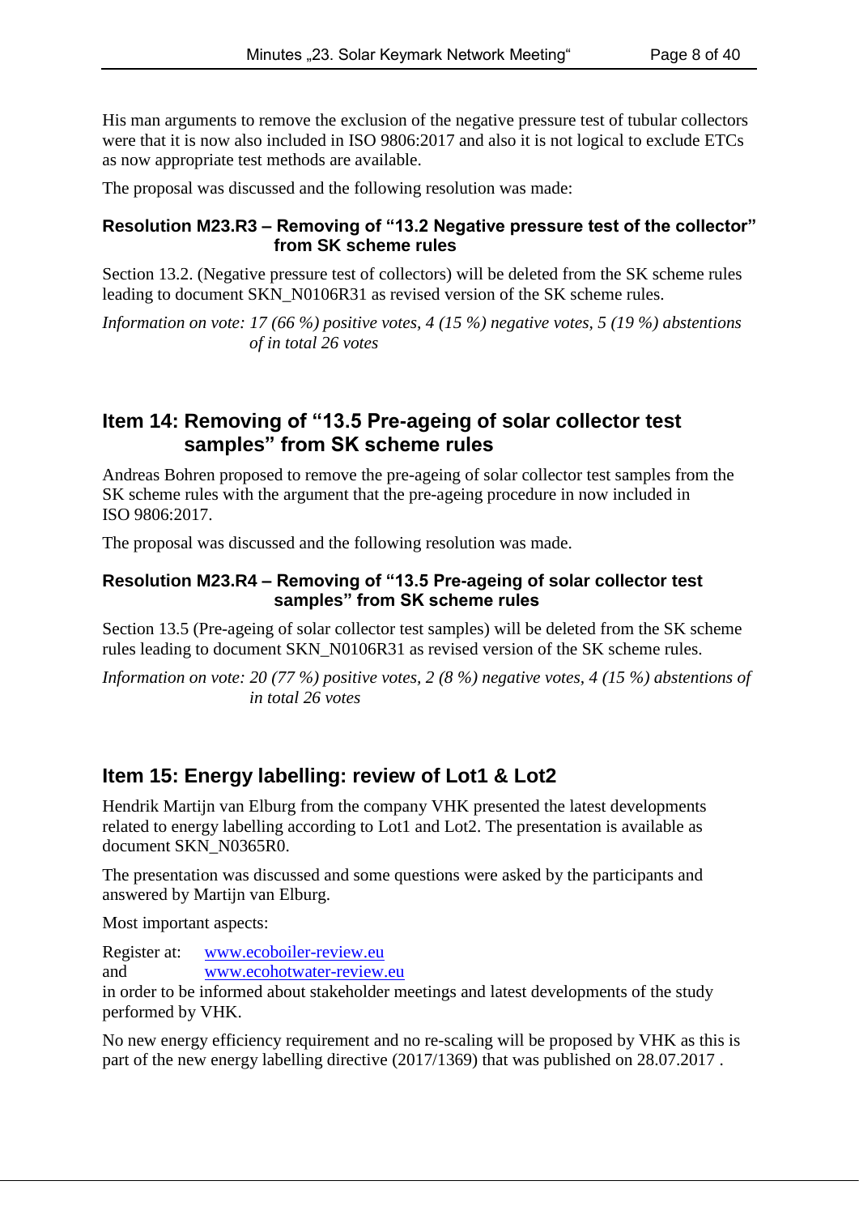His man arguments to remove the exclusion of the negative pressure test of tubular collectors were that it is now also included in ISO 9806:2017 and also it is not logical to exclude ETCs as now appropriate test methods are available.

The proposal was discussed and the following resolution was made:

#### Resolution M23.R3 – Removing of "13.2 Negative pressure test of the collector" from SK scheme rules

Section 13.2. (Negative pressure test of collectors) will be deleted from the SK scheme rules leading to document SKN_N0106R31 as revised version of the SK scheme rules.

*Information on vote: 17 (66 %) positive votes, 4 (15 %) negative votes, 5 (19 %) abstentions of in total 26 votes*

## Item 14: Removing of "13.5 Pre-ageing of solar collector test samples" from SK scheme rules

Andreas Bohren proposed to remove the pre-ageing of solar collector test samples from the SK scheme rules with the argument that the pre-ageing procedure in now included in ISO 9806:2017.

The proposal was discussed and the following resolution was made.

#### Resolution M23.R4 – Removing of "13.5 Pre-ageing of solar collector test samples" from SK scheme rules

Section 13.5 (Pre-ageing of solar collector test samples) will be deleted from the SK scheme rules leading to document SKN_N0106R31 as revised version of the SK scheme rules.

*Information on vote: 20 (77 %) positive votes, 2 (8 %) negative votes, 4 (15 %) abstentions of in total 26 votes*

## Item 15: Energy labelling: review of Lot1 & Lot2

Hendrik Martijn van Elburg from the company VHK presented the latest developments related to energy labelling according to Lot1 and Lot2. The presentation is available as document SKN_N0365R0.

The presentation was discussed and some questions were asked by the participants and answered by Martijn van Elburg.

Most important aspects:

Register at: www.ecoboiler-review.eu
and www.ecohotwater-review.eu
in order to be informed about stakeholder meetings and latest developments of the study performed by VHK.

No new energy efficiency requirement and no re-scaling will be proposed by VHK as this is part of the new energy labelling directive (2017/1369) that was published on 28.07.2017 .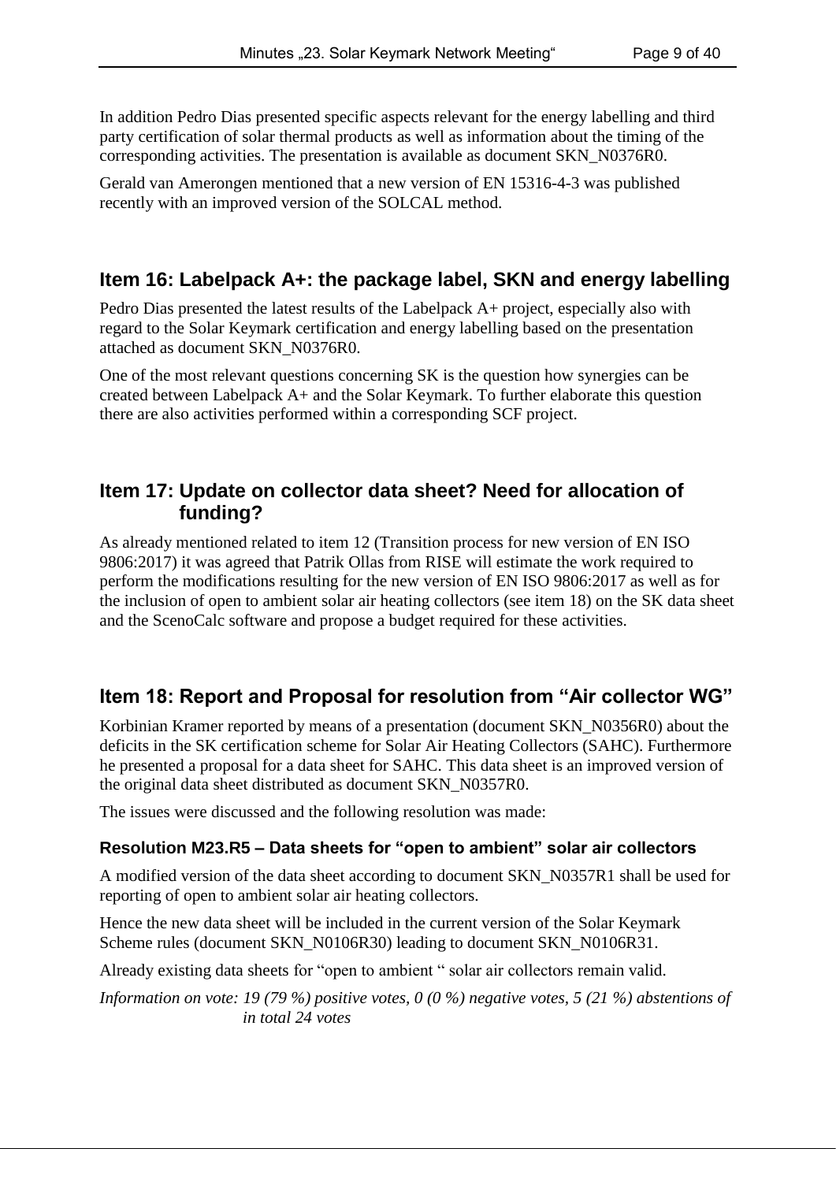In addition Pedro Dias presented specific aspects relevant for the energy labelling and third party certification of solar thermal products as well as information about the timing of the corresponding activities. The presentation is available as document SKN_N0376R0.

Gerald van Amerongen mentioned that a new version of EN 15316-4-3 was published recently with an improved version of the SOLCAL method.

## Item 16: Labelpack A+: the package label, SKN and energy labelling

Pedro Dias presented the latest results of the Labelpack A+ project, especially also with regard to the Solar Keymark certification and energy labelling based on the presentation attached as document SKN_N0376R0.

One of the most relevant questions concerning SK is the question how synergies can be created between Labelpack A+ and the Solar Keymark. To further elaborate this question there are also activities performed within a corresponding SCF project.

## Item 17: Update on collector data sheet? Need for allocation of funding?

As already mentioned related to item 12 (Transition process for new version of EN ISO 9806:2017) it was agreed that Patrik Ollas from RISE will estimate the work required to perform the modifications resulting for the new version of EN ISO 9806:2017 as well as for the inclusion of open to ambient solar air heating collectors (see item 18) on the SK data sheet and the ScenoCalc software and propose a budget required for these activities.

## Item 18: Report and Proposal for resolution from "Air collector WG"

Korbinian Kramer reported by means of a presentation (document SKN_N0356R0) about the deficits in the SK certification scheme for Solar Air Heating Collectors (SAHC). Furthermore he presented a proposal for a data sheet for SAHC. This data sheet is an improved version of the original data sheet distributed as document SKN_N0357R0.

The issues were discussed and the following resolution was made:

### Resolution M23.R5 – Data sheets for "open to ambient" solar air collectors

A modified version of the data sheet according to document SKN_N0357R1 shall be used for reporting of open to ambient solar air heating collectors.

Hence the new data sheet will be included in the current version of the Solar Keymark Scheme rules (document SKN_N0106R30) leading to document SKN_N0106R31.

Already existing data sheets for "open to ambient " solar air collectors remain valid.

*Information on vote: 19 (79 %) positive votes, 0 (0 %) negative votes, 5 (21 %) abstentions of in total 24 votes*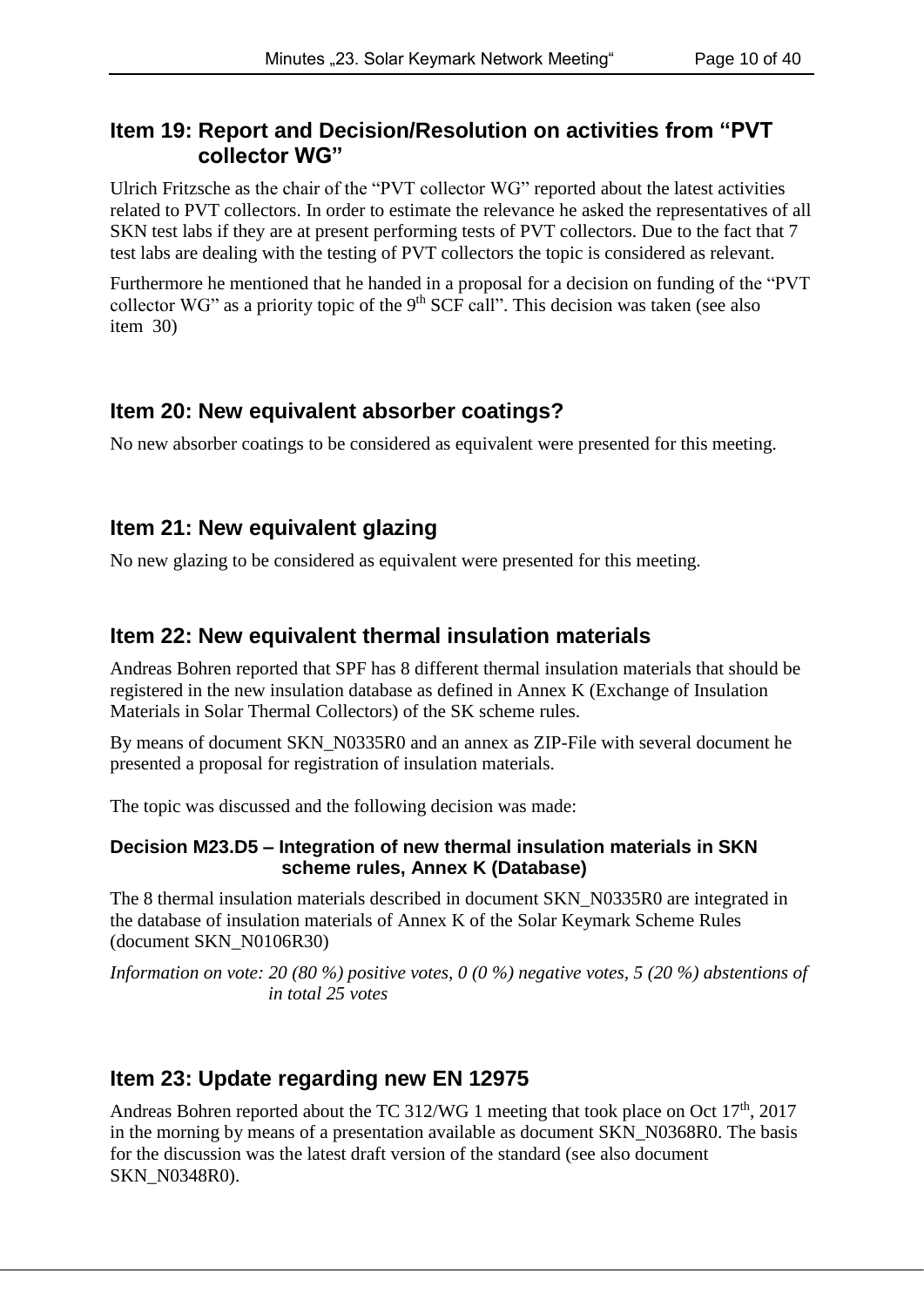## Item 19: Report and Decision/Resolution on activities from "PVT collector WG"

Ulrich Fritzsche as the chair of the "PVT collector WG" reported about the latest activities related to PVT collectors. In order to estimate the relevance he asked the representatives of all SKN test labs if they are at present performing tests of PVT collectors. Due to the fact that 7 test labs are dealing with the testing of PVT collectors the topic is considered as relevant.

Furthermore he mentioned that he handed in a proposal for a decision on funding of the "PVT collector WG" as a priority topic of the 9th SCF call". This decision was taken (see also item 30)

## Item 20: New equivalent absorber coatings?

No new absorber coatings to be considered as equivalent were presented for this meeting.

## Item 21: New equivalent glazing

No new glazing to be considered as equivalent were presented for this meeting.

## Item 22: New equivalent thermal insulation materials

Andreas Bohren reported that SPF has 8 different thermal insulation materials that should be registered in the new insulation database as defined in Annex K (Exchange of Insulation Materials in Solar Thermal Collectors) of the SK scheme rules.

By means of document SKN_N0335R0 and an annex as ZIP-File with several document he presented a proposal for registration of insulation materials.

The topic was discussed and the following decision was made:

#### Decision M23.D5 – Integration of new thermal insulation materials in SKN scheme rules, Annex K (Database)

The 8 thermal insulation materials described in document SKN_N0335R0 are integrated in the database of insulation materials of Annex K of the Solar Keymark Scheme Rules (document SKN_N0106R30)

*Information on vote: 20 (80 %) positive votes, 0 (0 %) negative votes, 5 (20 %) abstentions of in total 25 votes*

## Item 23: Update regarding new EN 12975

Andreas Bohren reported about the TC 312/WG 1 meeting that took place on Oct 17th, 2017 in the morning by means of a presentation available as document SKN_N0368R0. The basis for the discussion was the latest draft version of the standard (see also document SKN_N0348R0).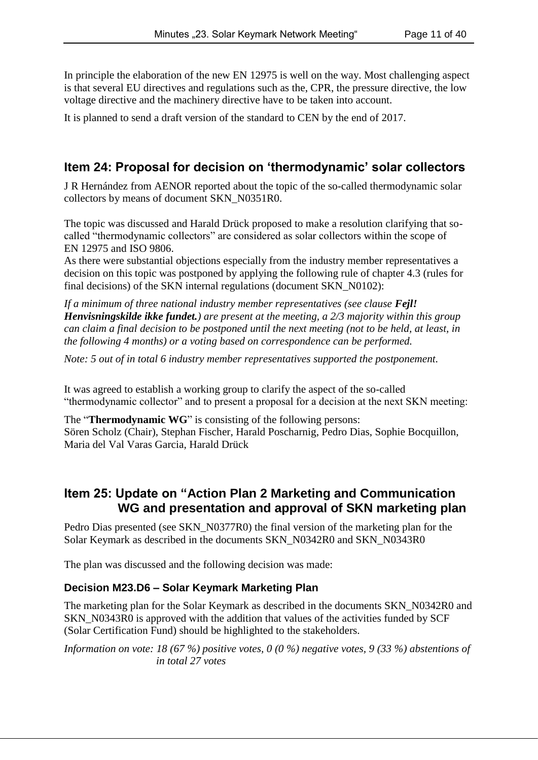In principle the elaboration of the new EN 12975 is well on the way. Most challenging aspect is that several EU directives and regulations such as the, CPR, the pressure directive, the low voltage directive and the machinery directive have to be taken into account.

It is planned to send a draft version of the standard to CEN by the end of 2017.

## Item 24: Proposal for decision on 'thermodynamic' solar collectors

J R Hernández from AENOR reported about the topic of the so-called thermodynamic solar collectors by means of document SKN_N0351R0.

The topic was discussed and Harald Drück proposed to make a resolution clarifying that so-called "thermodynamic collectors" are considered as solar collectors within the scope of EN 12975 and ISO 9806.

As there were substantial objections especially from the industry member representatives a decision on this topic was postponed by applying the following rule of chapter 4.3 (rules for final decisions) of the SKN internal regulations (document SKN_N0102):

*If a minimum of three national industry member representatives (see clause **Fejl! Henvisningskilde ikke fundet.**) are present at the meeting, a 2/3 majority within this group can claim a final decision to be postponed until the next meeting (not to be held, at least, in the following 4 months) or a voting based on correspondence can be performed.*

*Note: 5 out of in total 6 industry member representatives supported the postponement.*

It was agreed to establish a working group to clarify the aspect of the so-called "thermodynamic collector" and to present a proposal for a decision at the next SKN meeting:

The "**Thermodynamic WG**" is consisting of the following persons:
Sören Scholz (Chair), Stephan Fischer, Harald Poscharnig, Pedro Dias, Sophie Bocquillon, Maria del Val Varas Garcia, Harald Drück

## Item 25: Update on "Action Plan 2 Marketing and Communication WG and presentation and approval of SKN marketing plan

Pedro Dias presented (see SKN_N0377R0) the final version of the marketing plan for the Solar Keymark as described in the documents SKN_N0342R0 and SKN_N0343R0

The plan was discussed and the following decision was made:

### Decision M23.D6 – Solar Keymark Marketing Plan

The marketing plan for the Solar Keymark as described in the documents SKN_N0342R0 and SKN_N0343R0 is approved with the addition that values of the activities funded by SCF (Solar Certification Fund) should be highlighted to the stakeholders.

*Information on vote: 18 (67 %) positive votes, 0 (0 %) negative votes, 9 (33 %) abstentions of in total 27 votes*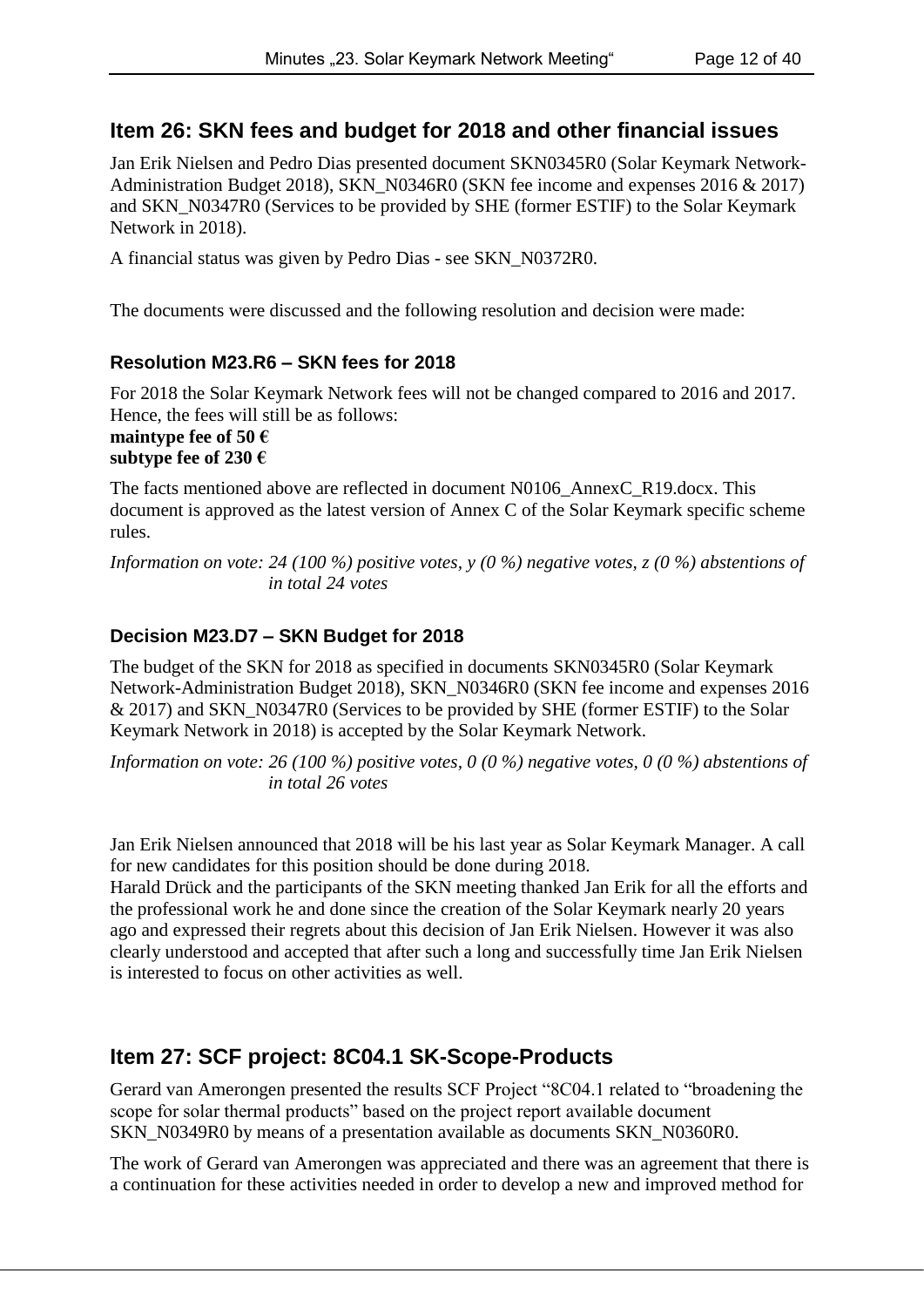## Item 26: SKN fees and budget for 2018 and other financial issues

Jan Erik Nielsen and Pedro Dias presented document SKN0345R0 (Solar Keymark Network-Administration Budget 2018), SKN_N0346R0 (SKN fee income and expenses 2016 & 2017) and SKN_N0347R0 (Services to be provided by SHE (former ESTIF) to the Solar Keymark Network in 2018).

A financial status was given by Pedro Dias - see SKN_N0372R0.

The documents were discussed and the following resolution and decision were made:

### Resolution M23.R6 – SKN fees for 2018

For 2018 the Solar Keymark Network fees will not be changed compared to 2016 and 2017. Hence, the fees will still be as follows:
**maintype fee of 50 €**
**subtype fee of 230 €**

The facts mentioned above are reflected in document N0106_AnnexC_R19.docx. This document is approved as the latest version of Annex C of the Solar Keymark specific scheme rules.

*Information on vote: 24 (100 %) positive votes, y (0 %) negative votes, z (0 %) abstentions of in total 24 votes*

### Decision M23.D7 – SKN Budget for 2018

The budget of the SKN for 2018 as specified in documents SKN0345R0 (Solar Keymark Network-Administration Budget 2018), SKN_N0346R0 (SKN fee income and expenses 2016 & 2017) and SKN_N0347R0 (Services to be provided by SHE (former ESTIF) to the Solar Keymark Network in 2018) is accepted by the Solar Keymark Network.

*Information on vote: 26 (100 %) positive votes, 0 (0 %) negative votes, 0 (0 %) abstentions of in total 26 votes*

Jan Erik Nielsen announced that 2018 will be his last year as Solar Keymark Manager. A call for new candidates for this position should be done during 2018.
Harald Drück and the participants of the SKN meeting thanked Jan Erik for all the efforts and the professional work he and done since the creation of the Solar Keymark nearly 20 years ago and expressed their regrets about this decision of Jan Erik Nielsen. However it was also clearly understood and accepted that after such a long and successfully time Jan Erik Nielsen is interested to focus on other activities as well.

## Item 27: SCF project: 8C04.1 SK-Scope-Products

Gerard van Amerongen presented the results SCF Project "8C04.1 related to "broadening the scope for solar thermal products" based on the project report available document SKN_N0349R0 by means of a presentation available as documents SKN_N0360R0.

The work of Gerard van Amerongen was appreciated and there was an agreement that there is a continuation for these activities needed in order to develop a new and improved method for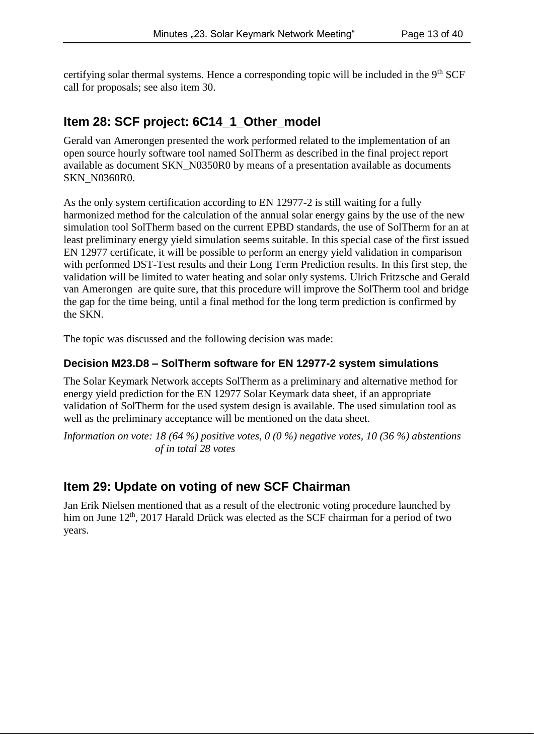certifying solar thermal systems. Hence a corresponding topic will be included in the 9th SCF call for proposals; see also item 30.

## Item 28: SCF project: 6C14_1_Other_model

Gerald van Amerongen presented the work performed related to the implementation of an open source hourly software tool named SolTherm as described in the final project report available as document SKN_N0350R0 by means of a presentation available as documents SKN_N0360R0.

As the only system certification according to EN 12977-2 is still waiting for a fully harmonized method for the calculation of the annual solar energy gains by the use of the new simulation tool SolTherm based on the current EPBD standards, the use of SolTherm for an at least preliminary energy yield simulation seems suitable. In this special case of the first issued EN 12977 certificate, it will be possible to perform an energy yield validation in comparison with performed DST-Test results and their Long Term Prediction results. In this first step, the validation will be limited to water heating and solar only systems. Ulrich Fritzsche and Gerald van Amerongen are quite sure, that this procedure will improve the SolTherm tool and bridge the gap for the time being, until a final method for the long term prediction is confirmed by the SKN.

The topic was discussed and the following decision was made:

### Decision M23.D8 – SolTherm software for EN 12977-2 system simulations

The Solar Keymark Network accepts SolTherm as a preliminary and alternative method for energy yield prediction for the EN 12977 Solar Keymark data sheet, if an appropriate validation of SolTherm for the used system design is available. The used simulation tool as well as the preliminary acceptance will be mentioned on the data sheet.

*Information on vote: 18 (64 %) positive votes, 0 (0 %) negative votes, 10 (36 %) abstentions of in total 28 votes*

## Item 29: Update on voting of new SCF Chairman

Jan Erik Nielsen mentioned that as a result of the electronic voting procedure launched by him on June 12th, 2017 Harald Drück was elected as the SCF chairman for a period of two years.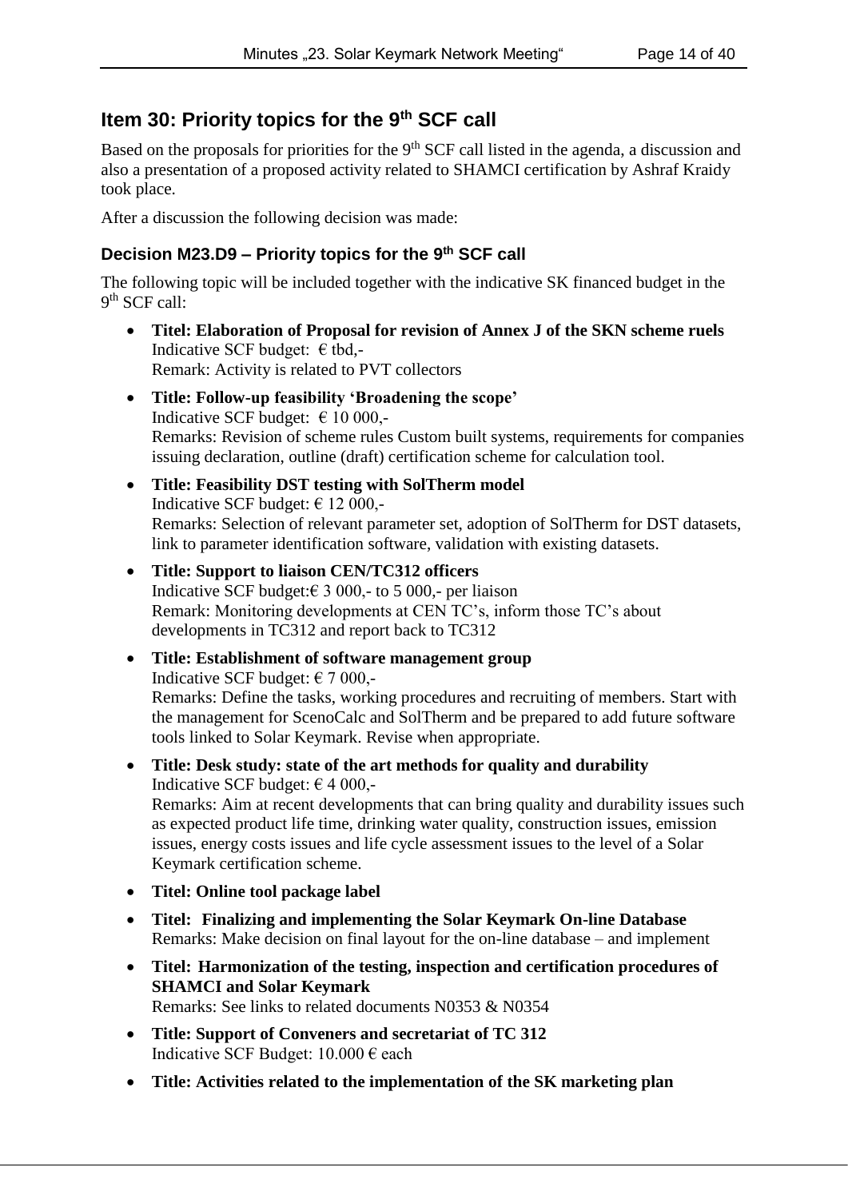## Item 30: Priority topics for the 9th SCF call

Based on the proposals for priorities for the 9th SCF call listed in the agenda, a discussion and also a presentation of a proposed activity related to SHAMCI certification by Ashraf Kraidy took place.

After a discussion the following decision was made:

### Decision M23.D9 – Priority topics for the 9th SCF call

The following topic will be included together with the indicative SK financed budget in the 9th SCF call:

- **Titel: Elaboration of Proposal for revision of Annex J of the SKN scheme ruels**
  Indicative SCF budget: € tbd,-
  Remark: Activity is related to PVT collectors
- **Title: Follow-up feasibility 'Broadening the scope'**
  Indicative SCF budget: € 10 000,-
  Remarks: Revision of scheme rules Custom built systems, requirements for companies issuing declaration, outline (draft) certification scheme for calculation tool.
- **Title: Feasibility DST testing with SolTherm model**
  Indicative SCF budget: € 12 000,-
  Remarks: Selection of relevant parameter set, adoption of SolTherm for DST datasets, link to parameter identification software, validation with existing datasets.
- **Title: Support to liaison CEN/TC312 officers**
  Indicative SCF budget:€ 3 000,- to 5 000,- per liaison
  Remark: Monitoring developments at CEN TC's, inform those TC's about developments in TC312 and report back to TC312
- **Title: Establishment of software management group**
  Indicative SCF budget: € 7 000,-
  Remarks: Define the tasks, working procedures and recruiting of members. Start with the management for ScenoCalc and SolTherm and be prepared to add future software tools linked to Solar Keymark. Revise when appropriate.
- **Title: Desk study: state of the art methods for quality and durability**
  Indicative SCF budget: € 4 000,-
  Remarks: Aim at recent developments that can bring quality and durability issues such as expected product life time, drinking water quality, construction issues, emission issues, energy costs issues and life cycle assessment issues to the level of a Solar Keymark certification scheme.
- **Titel: Online tool package label**
- **Titel: Finalizing and implementing the Solar Keymark On-line Database**
  Remarks: Make decision on final layout for the on-line database – and implement
- **Titel: Harmonization of the testing, inspection and certification procedures of SHAMCI and Solar Keymark**
  Remarks: See links to related documents N0353 & N0354
- **Title: Support of Conveners and secretariat of TC 312**
  Indicative SCF Budget: 10.000 € each
- **Title: Activities related to the implementation of the SK marketing plan**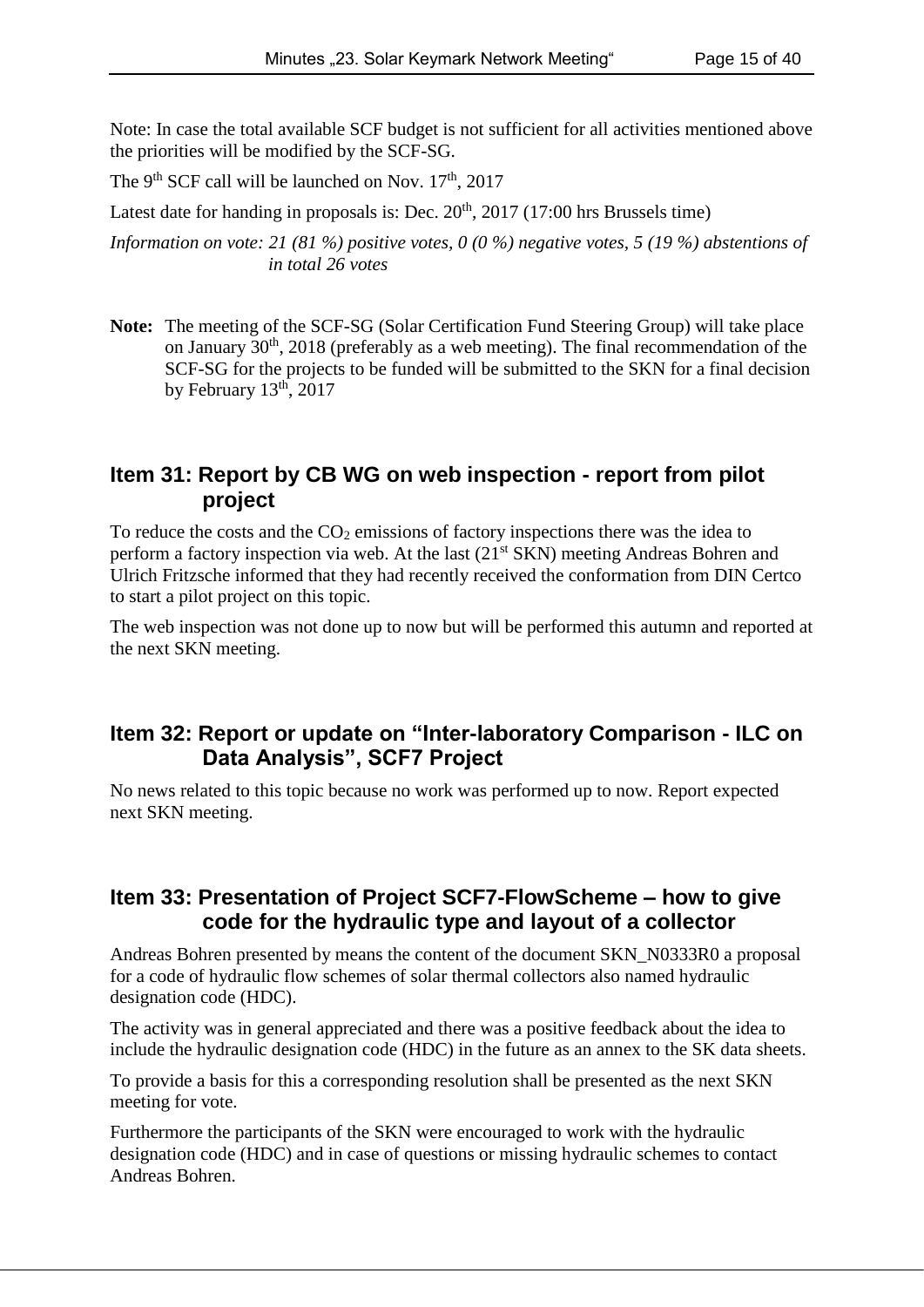Note: In case the total available SCF budget is not sufficient for all activities mentioned above the priorities will be modified by the SCF-SG.

The 9th SCF call will be launched on Nov. 17th, 2017

Latest date for handing in proposals is: Dec. 20th, 2017 (17:00 hrs Brussels time)

*Information on vote: 21 (81 %) positive votes, 0 (0 %) negative votes, 5 (19 %) abstentions of in total 26 votes*

**Note:** The meeting of the SCF-SG (Solar Certification Fund Steering Group) will take place on January 30th, 2018 (preferably as a web meeting). The final recommendation of the SCF-SG for the projects to be funded will be submitted to the SKN for a final decision by February 13th, 2017

## Item 31: Report by CB WG on web inspection - report from pilot project

To reduce the costs and the $CO_2$ emissions of factory inspections there was the idea to perform a factory inspection via web. At the last (21st SKN) meeting Andreas Bohren and Ulrich Fritzsche informed that they had recently received the conformation from DIN Certco to start a pilot project on this topic.

The web inspection was not done up to now but will be performed this autumn and reported at the next SKN meeting.

## Item 32: Report or update on "Inter-laboratory Comparison - ILC on Data Analysis", SCF7 Project

No news related to this topic because no work was performed up to now. Report expected next SKN meeting.

## Item 33: Presentation of Project SCF7-FlowScheme – how to give code for the hydraulic type and layout of a collector

Andreas Bohren presented by means the content of the document SKN_N0333R0 a proposal for a code of hydraulic flow schemes of solar thermal collectors also named hydraulic designation code (HDC).

The activity was in general appreciated and there was a positive feedback about the idea to include the hydraulic designation code (HDC) in the future as an annex to the SK data sheets.

To provide a basis for this a corresponding resolution shall be presented as the next SKN meeting for vote.

Furthermore the participants of the SKN were encouraged to work with the hydraulic designation code (HDC) and in case of questions or missing hydraulic schemes to contact Andreas Bohren.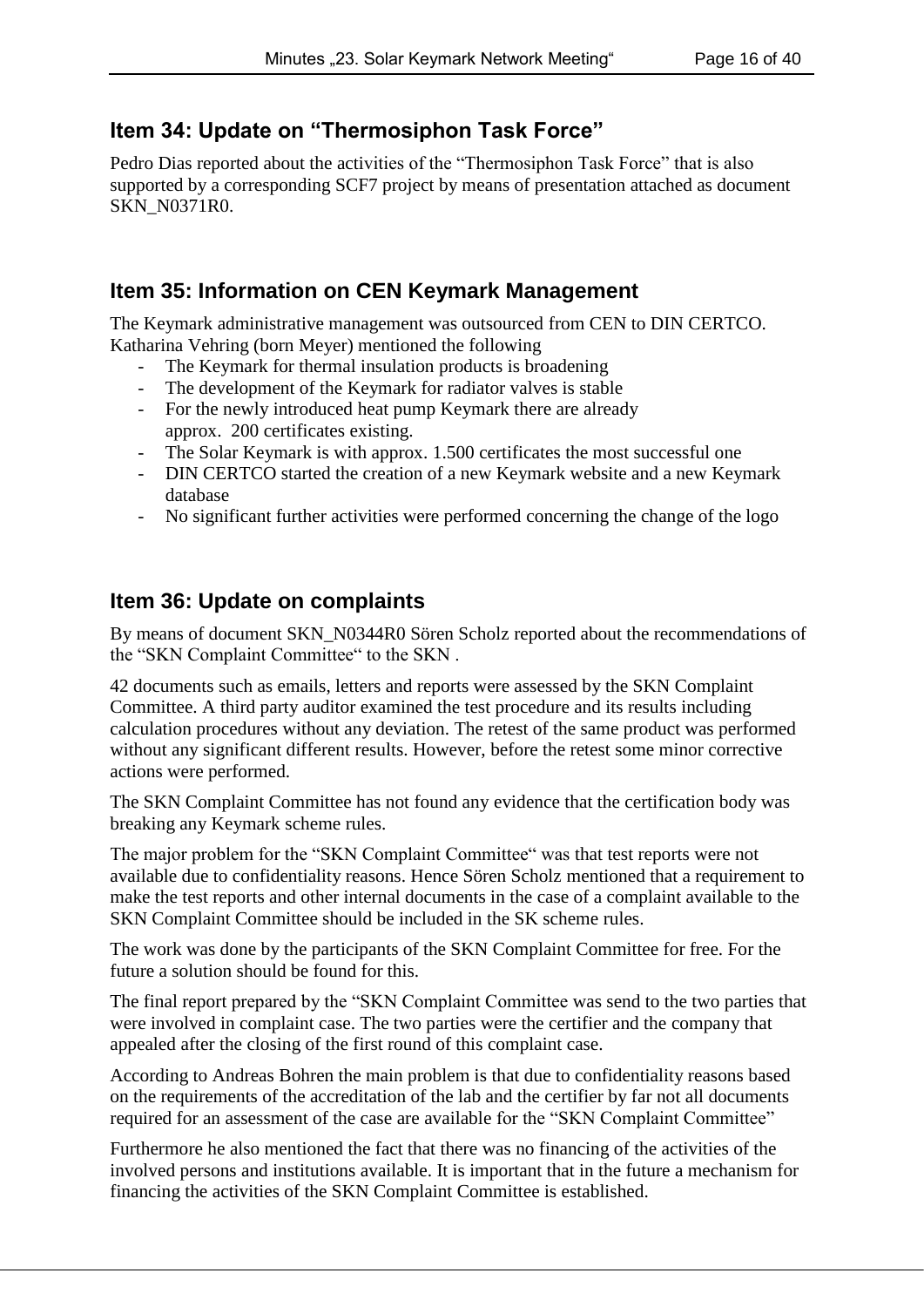## Item 34: Update on "Thermosiphon Task Force"

Pedro Dias reported about the activities of the "Thermosiphon Task Force" that is also supported by a corresponding SCF7 project by means of presentation attached as document SKN_N0371R0.

## Item 35: Information on CEN Keymark Management

The Keymark administrative management was outsourced from CEN to DIN CERTCO. Katharina Vehring (born Meyer) mentioned the following

- The Keymark for thermal insulation products is broadening
- The development of the Keymark for radiator valves is stable
- For the newly introduced heat pump Keymark there are already approx. 200 certificates existing.
- The Solar Keymark is with approx. 1.500 certificates the most successful one
- DIN CERTCO started the creation of a new Keymark website and a new Keymark database
- No significant further activities were performed concerning the change of the logo

## Item 36: Update on complaints

By means of document SKN_N0344R0 Sören Scholz reported about the recommendations of the "SKN Complaint Committee" to the SKN .

42 documents such as emails, letters and reports were assessed by the SKN Complaint Committee. A third party auditor examined the test procedure and its results including calculation procedures without any deviation. The retest of the same product was performed without any significant different results. However, before the retest some minor corrective actions were performed.

The SKN Complaint Committee has not found any evidence that the certification body was breaking any Keymark scheme rules.

The major problem for the "SKN Complaint Committee" was that test reports were not available due to confidentiality reasons. Hence Sören Scholz mentioned that a requirement to make the test reports and other internal documents in the case of a complaint available to the SKN Complaint Committee should be included in the SK scheme rules.

The work was done by the participants of the SKN Complaint Committee for free. For the future a solution should be found for this.

The final report prepared by the "SKN Complaint Committee was send to the two parties that were involved in complaint case. The two parties were the certifier and the company that appealed after the closing of the first round of this complaint case.

According to Andreas Bohren the main problem is that due to confidentiality reasons based on the requirements of the accreditation of the lab and the certifier by far not all documents required for an assessment of the case are available for the "SKN Complaint Committee"

Furthermore he also mentioned the fact that there was no financing of the activities of the involved persons and institutions available. It is important that in the future a mechanism for financing the activities of the SKN Complaint Committee is established.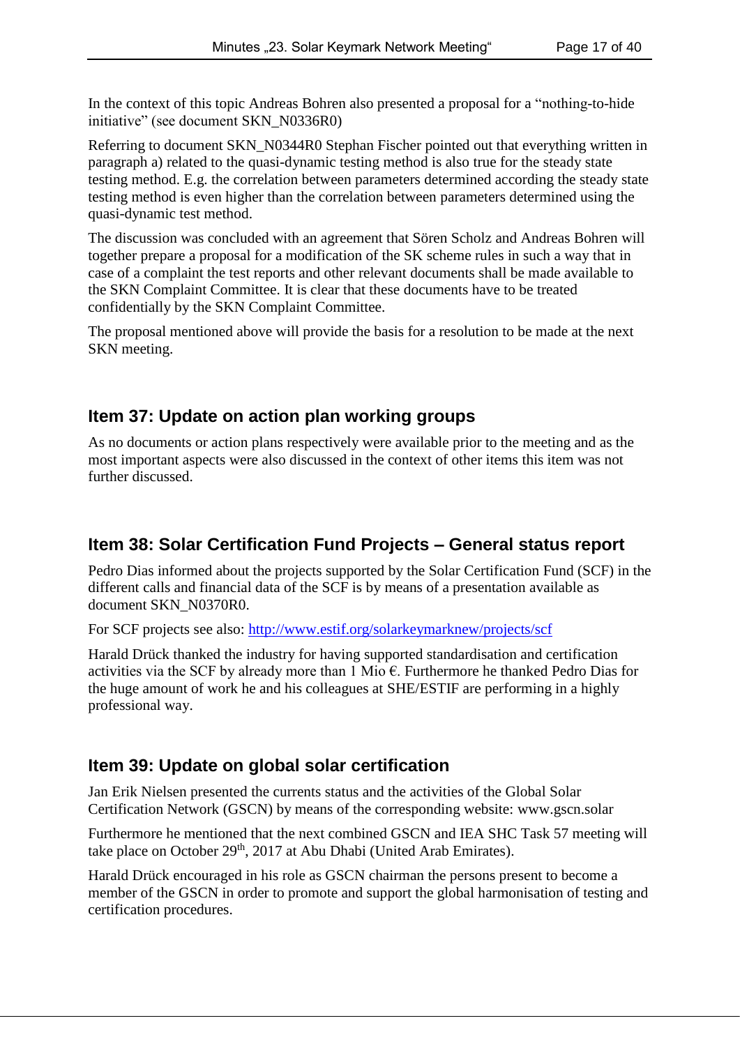In the context of this topic Andreas Bohren also presented a proposal for a “nothing-to-hide initiative” (see document SKN_N0336R0)

Referring to document SKN_N0344R0 Stephan Fischer pointed out that everything written in paragraph a) related to the quasi-dynamic testing method is also true for the steady state testing method. E.g. the correlation between parameters determined according the steady state testing method is even higher than the correlation between parameters determined using the quasi-dynamic test method.

The discussion was concluded with an agreement that Sören Scholz and Andreas Bohren will together prepare a proposal for a modification of the SK scheme rules in such a way that in case of a complaint the test reports and other relevant documents shall be made available to the SKN Complaint Committee. It is clear that these documents have to be treated confidentially by the SKN Complaint Committee.

The proposal mentioned above will provide the basis for a resolution to be made at the next SKN meeting.

## Item 37: Update on action plan working groups

As no documents or action plans respectively were available prior to the meeting and as the most important aspects were also discussed in the context of other items this item was not further discussed.

## Item 38: Solar Certification Fund Projects – General status report

Pedro Dias informed about the projects supported by the Solar Certification Fund (SCF) in the different calls and financial data of the SCF is by means of a presentation available as document SKN_N0370R0.

For SCF projects see also: [http://www.estif.org/solarkeymarknew/projects/scf](http://www.estif.org/solarkeymarknew/projects/scf)

Harald Drück thanked the industry for having supported standardisation and certification activities via the SCF by already more than 1 Mio €. Furthermore he thanked Pedro Dias for the huge amount of work he and his colleagues at SHE/ESTIF are performing in a highly professional way.

## Item 39: Update on global solar certification

Jan Erik Nielsen presented the currents status and the activities of the Global Solar Certification Network (GSCN) by means of the corresponding website: www.gscn.solar

Furthermore he mentioned that the next combined GSCN and IEA SHC Task 57 meeting will take place on October 29th, 2017 at Abu Dhabi (United Arab Emirates).

Harald Drück encouraged in his role as GSCN chairman the persons present to become a member of the GSCN in order to promote and support the global harmonisation of testing and certification procedures.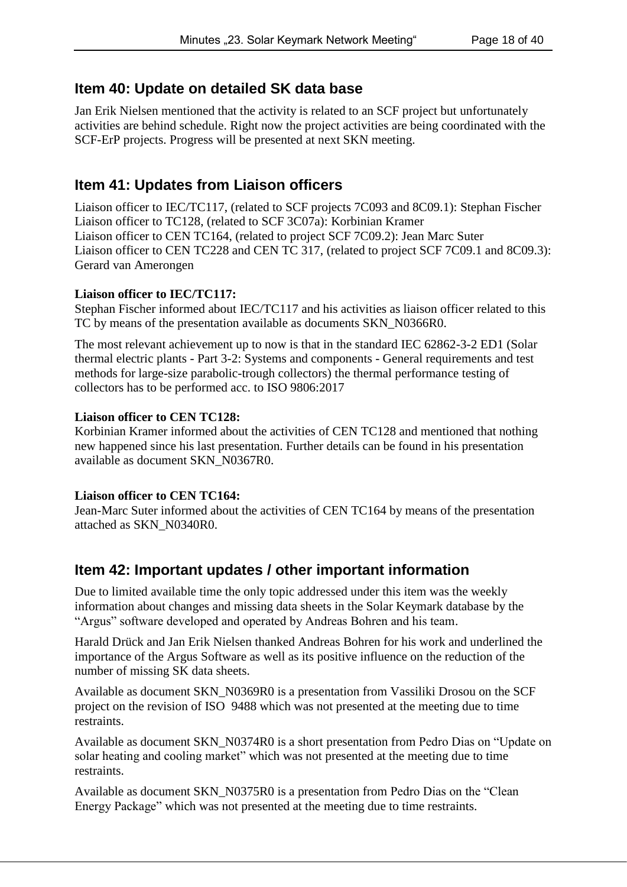## Item 40: Update on detailed SK data base

Jan Erik Nielsen mentioned that the activity is related to an SCF project but unfortunately activities are behind schedule. Right now the project activities are being coordinated with the SCF-ErP projects. Progress will be presented at next SKN meeting.

## Item 41: Updates from Liaison officers

Liaison officer to IEC/TC117, (related to SCF projects 7C093 and 8C09.1): Stephan Fischer
Liaison officer to TC128, (related to SCF 3C07a): Korbinian Kramer
Liaison officer to CEN TC164, (related to project SCF 7C09.2): Jean Marc Suter
Liaison officer to CEN TC228 and CEN TC 317, (related to project SCF 7C09.1 and 8C09.3): Gerard van Amerongen

**Liaison officer to IEC/TC117:**
Stephan Fischer informed about IEC/TC117 and his activities as liaison officer related to this TC by means of the presentation available as documents SKN_N0366R0.

The most relevant achievement up to now is that in the standard IEC 62862-3-2 ED1 (Solar thermal electric plants - Part 3-2: Systems and components - General requirements and test methods for large-size parabolic-trough collectors) the thermal performance testing of collectors has to be performed acc. to ISO 9806:2017

**Liaison officer to CEN TC128:**
Korbinian Kramer informed about the activities of CEN TC128 and mentioned that nothing new happened since his last presentation. Further details can be found in his presentation available as document SKN_N0367R0.

**Liaison officer to CEN TC164:**
Jean-Marc Suter informed about the activities of CEN TC164 by means of the presentation attached as SKN_N0340R0.

## Item 42: Important updates / other important information

Due to limited available time the only topic addressed under this item was the weekly information about changes and missing data sheets in the Solar Keymark database by the "Argus" software developed and operated by Andreas Bohren and his team.

Harald Drück and Jan Erik Nielsen thanked Andreas Bohren for his work and underlined the importance of the Argus Software as well as its positive influence on the reduction of the number of missing SK data sheets.

Available as document SKN_N0369R0 is a presentation from Vassiliki Drosou on the SCF project on the revision of ISO 9488 which was not presented at the meeting due to time restraints.

Available as document SKN_N0374R0 is a short presentation from Pedro Dias on "Update on solar heating and cooling market" which was not presented at the meeting due to time restraints.

Available as document SKN_N0375R0 is a presentation from Pedro Dias on the "Clean Energy Package" which was not presented at the meeting due to time restraints.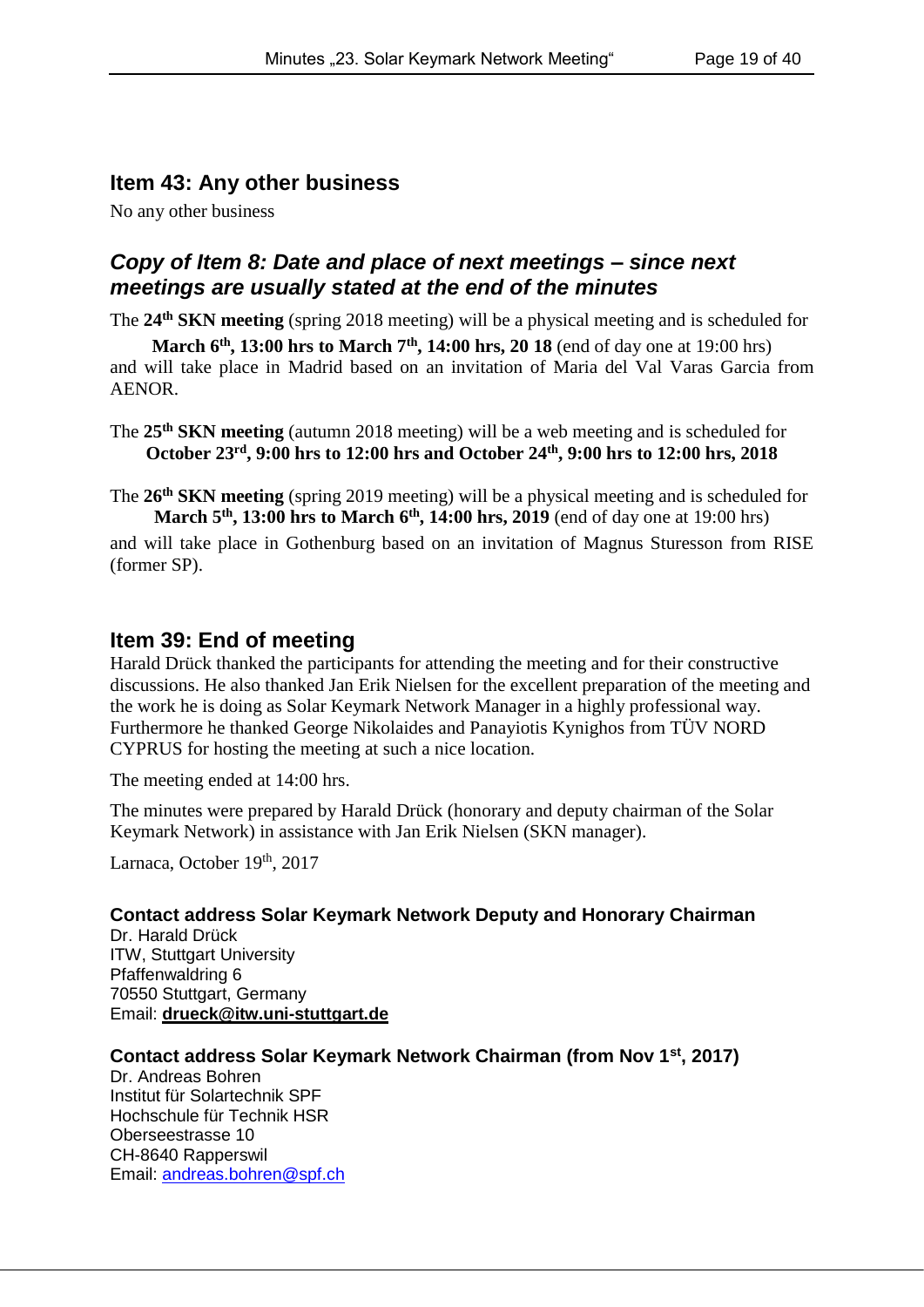## Item 43: Any other business

No any other business

## *Copy of Item 8: Date and place of next meetings – since next meetings are usually stated at the end of the minutes*

The **24th SKN meeting** (spring 2018 meeting) will be a physical meeting and is scheduled for

**March 6th, 13:00 hrs to March 7th, 14:00 hrs, 20 18** (end of day one at 19:00 hrs) and will take place in Madrid based on an invitation of Maria del Val Varas Garcia from AENOR.

The **25th SKN meeting** (autumn 2018 meeting) will be a web meeting and is scheduled for **October 23rd, 9:00 hrs to 12:00 hrs and October 24th, 9:00 hrs to 12:00 hrs, 2018**

The **26th SKN meeting** (spring 2019 meeting) will be a physical meeting and is scheduled for **March 5th, 13:00 hrs to March 6th, 14:00 hrs, 2019** (end of day one at 19:00 hrs)

and will take place in Gothenburg based on an invitation of Magnus Sturesson from RISE (former SP).

## Item 39: End of meeting

Harald Drück thanked the participants for attending the meeting and for their constructive discussions. He also thanked Jan Erik Nielsen for the excellent preparation of the meeting and the work he is doing as Solar Keymark Network Manager in a highly professional way. Furthermore he thanked George Nikolaides and Panayiotis Kynighos from TÜV NORD CYPRUS for hosting the meeting at such a nice location.

The meeting ended at 14:00 hrs.

The minutes were prepared by Harald Drück (honorary and deputy chairman of the Solar Keymark Network) in assistance with Jan Erik Nielsen (SKN manager).

Larnaca, October 19th, 2017

**Contact address Solar Keymark Network Deputy and Honorary Chairman**
Dr. Harald Drück
ITW, Stuttgart University
Pfaffenwaldring 6
70550 Stuttgart, Germany
Email: **drueck@itw.uni-stuttgart.de**

**Contact address Solar Keymark Network Chairman (from Nov 1st, 2017)**
Dr. Andreas Bohren
Institut für Solartechnik SPF
Hochschule für Technik HSR
Oberseestrasse 10
CH-8640 Rapperswil
Email: andreas.bohren@spf.ch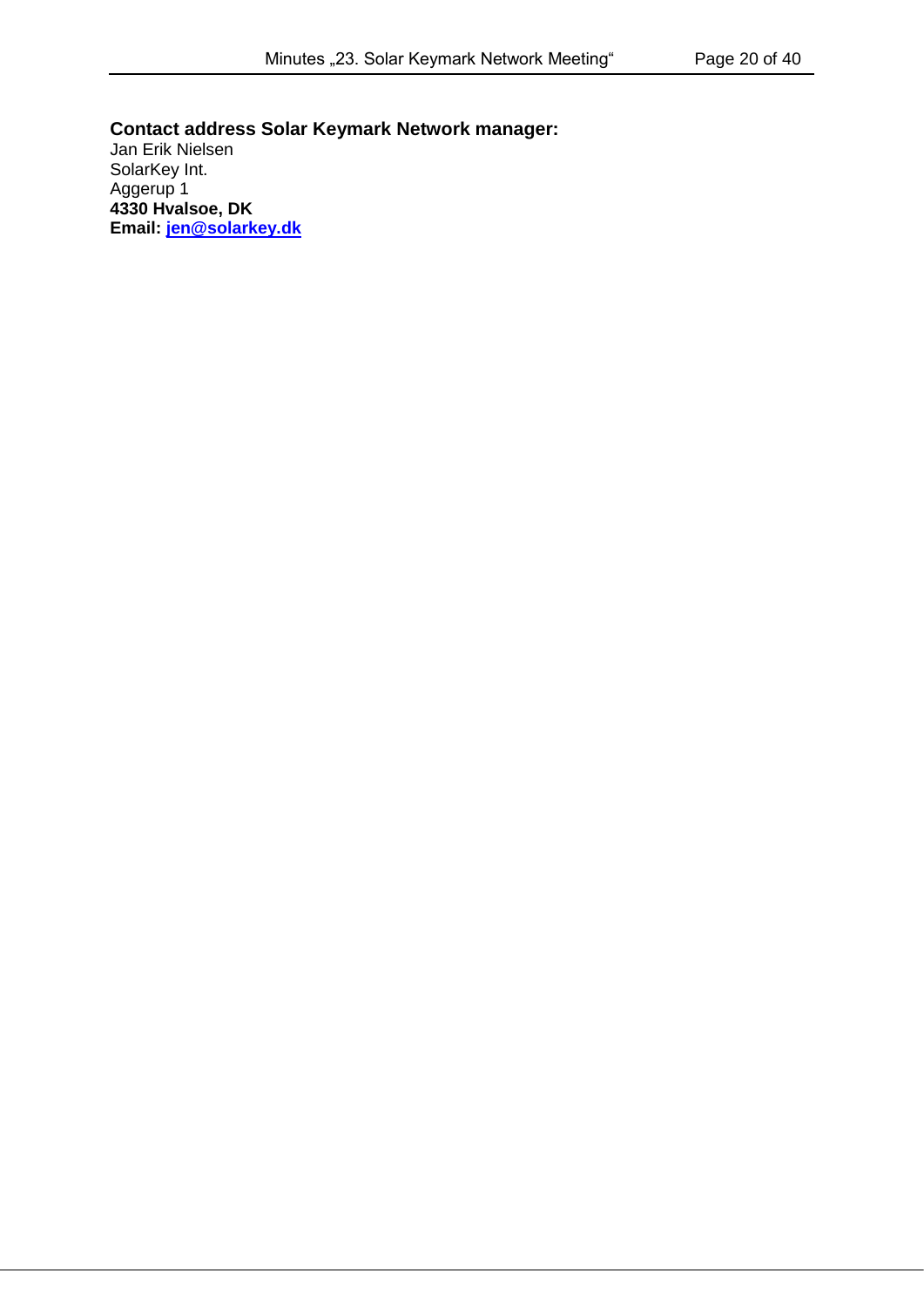**Contact address Solar Keymark Network manager:**
Jan Erik Nielsen
SolarKey Int.
Aggerup 1
**4330 Hvalsoe, DK**
**Email: jen@solarkey.dk**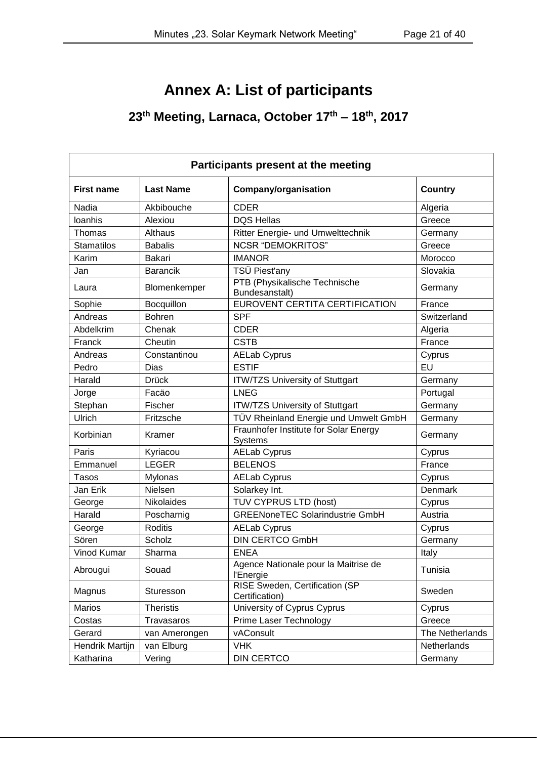# Annex A: List of participants

## 23th Meeting, Larnaca, October 17th – 18th, 2017

| Participants present at the meeting | | | |
|---|---|---|---|
| **First name** | **Last Name** | **Company/organisation** | **Country** |
| Nadia | Akbibouche | CDER | Algeria |
| Ioanhis | Alexiou | DQS Hellas | Greece |
| Thomas | Althaus | Ritter Energie- und Umwelttechnik | Germany |
| Stamatilos | Babalis | NCSR "DEMOKRITOS" | Greece |
| Karim | Bakari | IMANOR | Morocco |
| Jan | Barancik | TSÜ Piest'any | Slovakia |
| Laura | Blomenkemper | PTB (Physikalische Technische Bundesanstalt) | Germany |
| Sophie | Bocquillon | EUROVENT CERTITA CERTIFICATION | France |
| Andreas | Bohren | SPF | Switzerland |
| Abdelkrim | Chenak | CDER | Algeria |
| Franck | Cheutin | CSTB | France |
| Andreas | Constantinou | AELab Cyprus | Cyprus |
| Pedro | Dias | ESTIF | EU |
| Harald | Drück | ITW/TZS University of Stuttgart | Germany |
| Jorge | Facäo | LNEG | Portugal |
| Stephan | Fischer | ITW/TZS University of Stuttgart | Germany |
| Ulrich | Fritzsche | TÜV Rheinland Energie und Umwelt GmbH | Germany |
| Korbinian | Kramer | Fraunhofer Institute for Solar Energy Systems | Germany |
| Paris | Kyriacou | AELab Cyprus | Cyprus |
| Emmanuel | LEGER | BELENOS | France |
| Tasos | Mylonas | AELab Cyprus | Cyprus |
| Jan Erik | Nielsen | Solarkey Int. | Denmark |
| George | Nikolaides | TUV CYPRUS LTD (host) | Cyprus |
| Harald | Poscharnig | GREENoneTEC Solarindustrie GmbH | Austria |
| George | Roditis | AELab Cyprus | Cyprus |
| Sören | Scholz | DIN CERTCO GmbH | Germany |
| Vinod Kumar | Sharma | ENEA | Italy |
| Abrougui | Souad | Agence Nationale pour la Maitrise de l'Energie | Tunisia |
| Magnus | Sturesson | RISE Sweden, Certification (SP Certification) | Sweden |
| Marios | Theristis | University of Cyprus Cyprus | Cyprus |
| Costas | Travasaros | Prime Laser Technology | Greece |
| Gerard | van Amerongen | vAConsult | The Netherlands |
| Hendrik Martijn | van Elburg | VHK | Netherlands |
| Katharina | Vering | DIN CERTCO | Germany |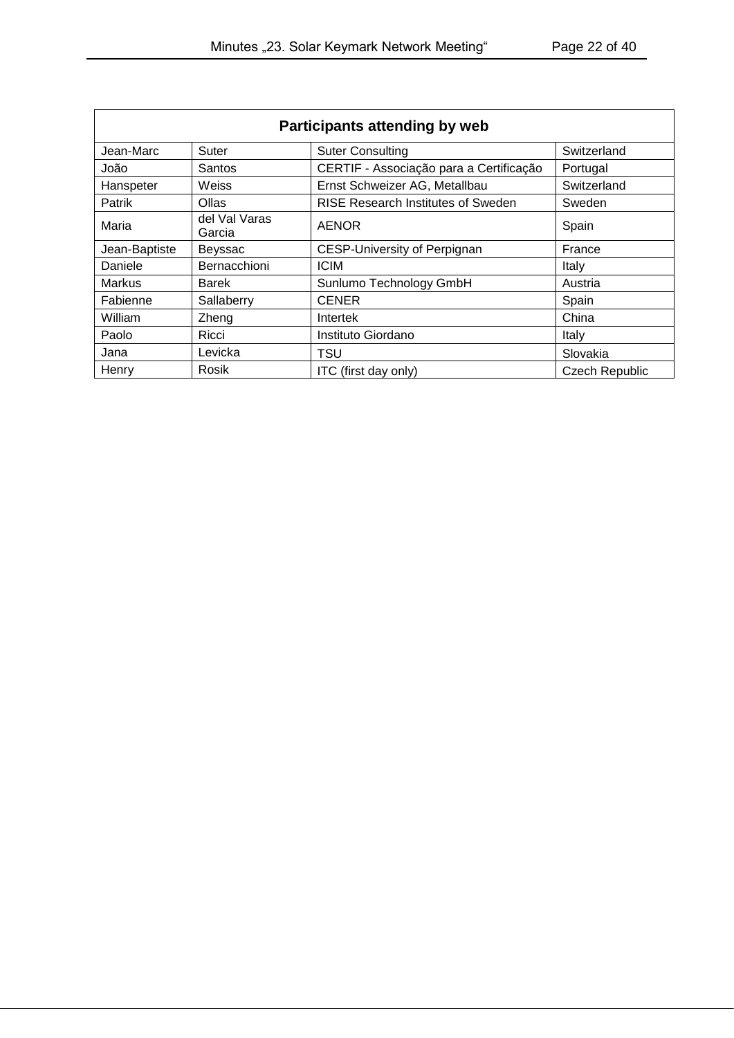| Participants attending by web | | | |
|---|---|---|---|
| Jean-Marc | Suter | Suter Consulting | Switzerland |
| João | Santos | CERTIF - Associação para a Certificação | Portugal |
| Hanspeter | Weiss | Ernst Schweizer AG, Metallbau | Switzerland |
| Patrik | Ollas | RISE Research Institutes of Sweden | Sweden |
| Maria | del Val Varas Garcia | AENOR | Spain |
| Jean-Baptiste | Beyssac | CESP-University of Perpignan | France |
| Daniele | Bernacchioni | ICIM | Italy |
| Markus | Barek | Sunlumo Technology GmbH | Austria |
| Fabienne | Sallaberry | CENER | Spain |
| William | Zheng | Intertek | China |
| Paolo | Ricci | Instituto Giordano | Italy |
| Jana | Levicka | TSU | Slovakia |
| Henry | Rosik | ITC (first day only) | Czech Republic |